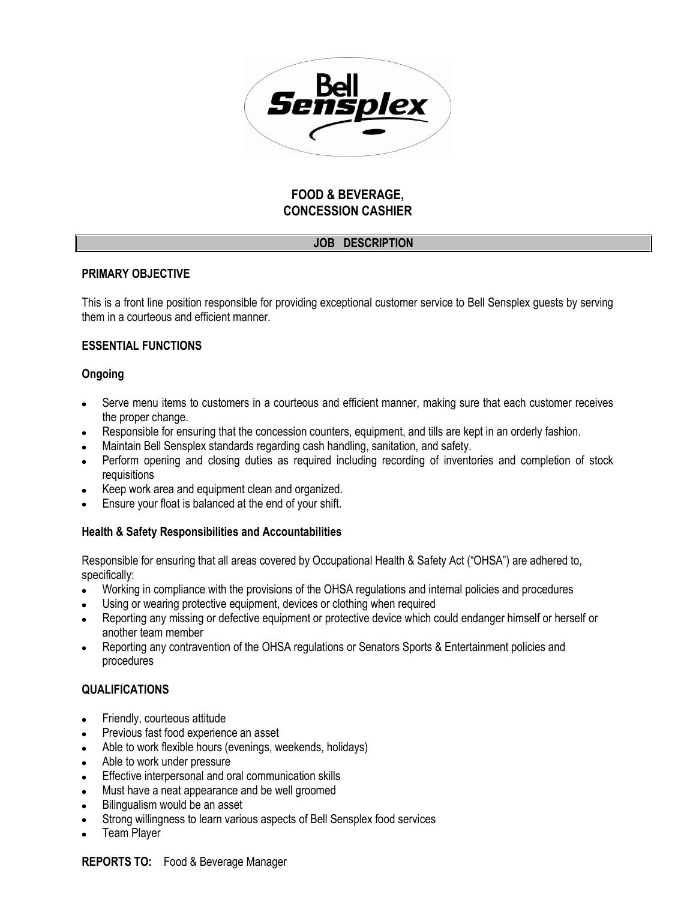Bell Sensplex

# FOOD & BEVERAGE, CONCESSION CASHIER

## JOB DESCRIPTION

### PRIMARY OBJECTIVE

This is a front line position responsible for providing exceptional customer service to Bell Sensplex guests by serving them in a courteous and efficient manner.

### ESSENTIAL FUNCTIONS

#### Ongoing

- Serve menu items to customers in a courteous and efficient manner, making sure that each customer receives the proper change.
- Responsible for ensuring that the concession counters, equipment, and tills are kept in an orderly fashion.
- Maintain Bell Sensplex standards regarding cash handling, sanitation, and safety.
- Perform opening and closing duties as required including recording of inventories and completion of stock requisitions
- Keep work area and equipment clean and organized.
- Ensure your float is balanced at the end of your shift.

#### Health & Safety Responsibilities and Accountabilities

Responsible for ensuring that all areas covered by Occupational Health & Safety Act ("OHSA") are adhered to, specifically:

- Working in compliance with the provisions of the OHSA regulations and internal policies and procedures
- Using or wearing protective equipment, devices or clothing when required
- Reporting any missing or defective equipment or protective device which could endanger himself or herself or another team member
- Reporting any contravention of the OHSA regulations or Senators Sports & Entertainment policies and procedures

### QUALIFICATIONS

- Friendly, courteous attitude
- Previous fast food experience an asset
- Able to work flexible hours (evenings, weekends, holidays)
- Able to work under pressure
- Effective interpersonal and oral communication skills
- Must have a neat appearance and be well groomed
- Bilingualism would be an asset
- Strong willingness to learn various aspects of Bell Sensplex food services
- Team Player

**REPORTS TO:** Food & Beverage Manager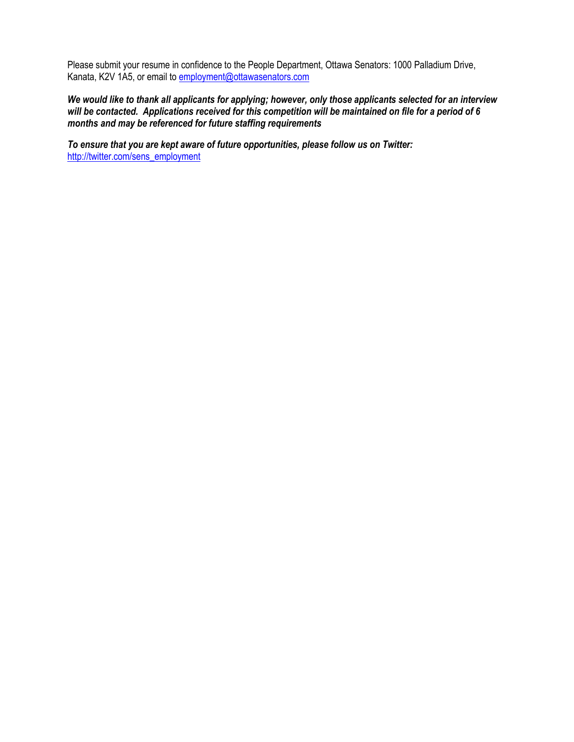Please submit your resume in confidence to the People Department, Ottawa Senators: 1000 Palladium Drive, Kanata, K2V 1A5, or email to employment@ottawasenators.com

***We would like to thank all applicants for applying; however, only those applicants selected for an interview will be contacted. Applications received for this competition will be maintained on file for a period of 6 months and may be referenced for future staffing requirements***

***To ensure that you are kept aware of future opportunities, please follow us on Twitter:***
http://twitter.com/sens_employment